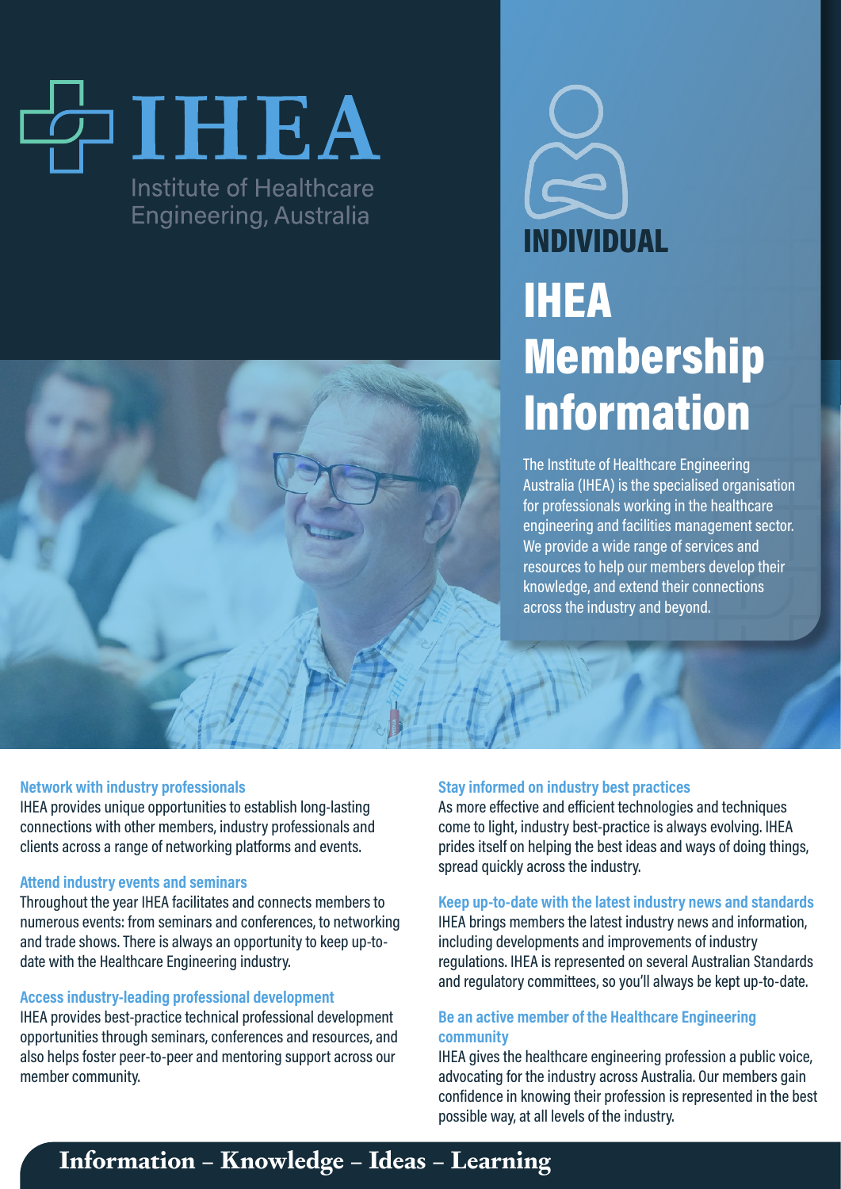# IHEA

Institute of Healthcare Engineering, Australia

## INDIVIDUAL

# IHEA Membership Information

The Institute of Healthcare Engineering Australia (IHEA) is the specialised organisation for professionals working in the healthcare engineering and facilities management sector. We provide a wide range of services and resources to help our members develop their knowledge, and extend their connections across the industry and beyond.

### Network with industry professionals

IHEA provides unique opportunities to establish long-lasting connections with other members, industry professionals and clients across a range of networking platforms and events.

### Attend industry events and seminars

Throughout the year IHEA facilitates and connects members to numerous events: from seminars and conferences, to networking and trade shows. There is always an opportunity to keep up-to-date with the Healthcare Engineering industry.

### Access industry-leading professional development

IHEA provides best-practice technical professional development opportunities through seminars, conferences and resources, and also helps foster peer-to-peer and mentoring support across our member community.

### Stay informed on industry best practices

As more effective and efficient technologies and techniques come to light, industry best-practice is always evolving. IHEA prides itself on helping the best ideas and ways of doing things, spread quickly across the industry.

### Keep up-to-date with the latest industry news and standards

IHEA brings members the latest industry news and information, including developments and improvements of industry regulations. IHEA is represented on several Australian Standards and regulatory committees, so you'll always be kept up-to-date.

### Be an active member of the Healthcare Engineering community

IHEA gives the healthcare engineering profession a public voice, advocating for the industry across Australia. Our members gain confidence in knowing their profession is represented in the best possible way, at all levels of the industry.

**Information – Knowledge – Ideas – Learning**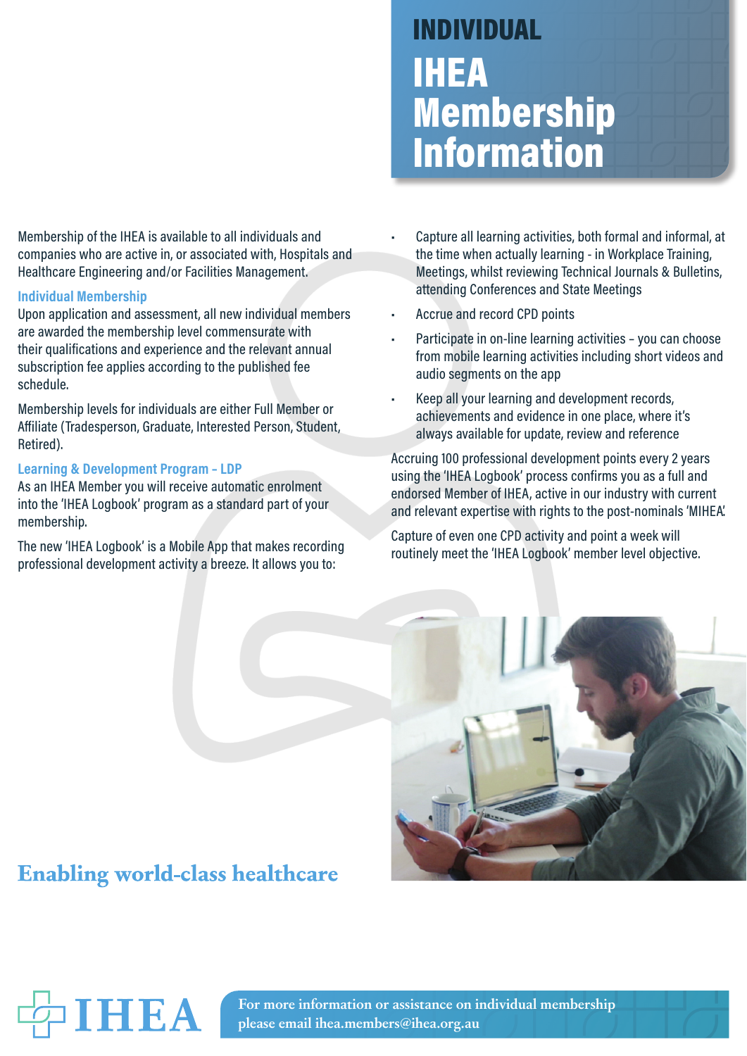# INDIVIDUAL IHEA Membership Information

Membership of the IHEA is available to all individuals and companies who are active in, or associated with, Hospitals and Healthcare Engineering and/or Facilities Management.

### Individual Membership

Upon application and assessment, all new individual members are awarded the membership level commensurate with their qualifications and experience and the relevant annual subscription fee applies according to the published fee schedule.

Membership levels for individuals are either Full Member or Affiliate (Tradesperson, Graduate, Interested Person, Student, Retired).

### Learning & Development Program – LDP

As an IHEA Member you will receive automatic enrolment into the 'IHEA Logbook' program as a standard part of your membership.

The new 'IHEA Logbook' is a Mobile App that makes recording professional development activity a breeze. It allows you to:

- Capture all learning activities, both formal and informal, at the time when actually learning - in Workplace Training, Meetings, whilst reviewing Technical Journals & Bulletins, attending Conferences and State Meetings
- Accrue and record CPD points
- Participate in on-line learning activities – you can choose from mobile learning activities including short videos and audio segments on the app
- Keep all your learning and development records, achievements and evidence in one place, where it's always available for update, review and reference

Accruing 100 professional development points every 2 years using the 'IHEA Logbook' process confirms you as a full and endorsed Member of IHEA, active in our industry with current and relevant expertise with rights to the post-nominals 'MIHEA'.

Capture of even one CPD activity and point a week will routinely meet the 'IHEA Logbook' member level objective.

**Enabling world-class healthcare**

IHEA

For more information or assistance on individual membership please email ihea.members@ihea.org.au